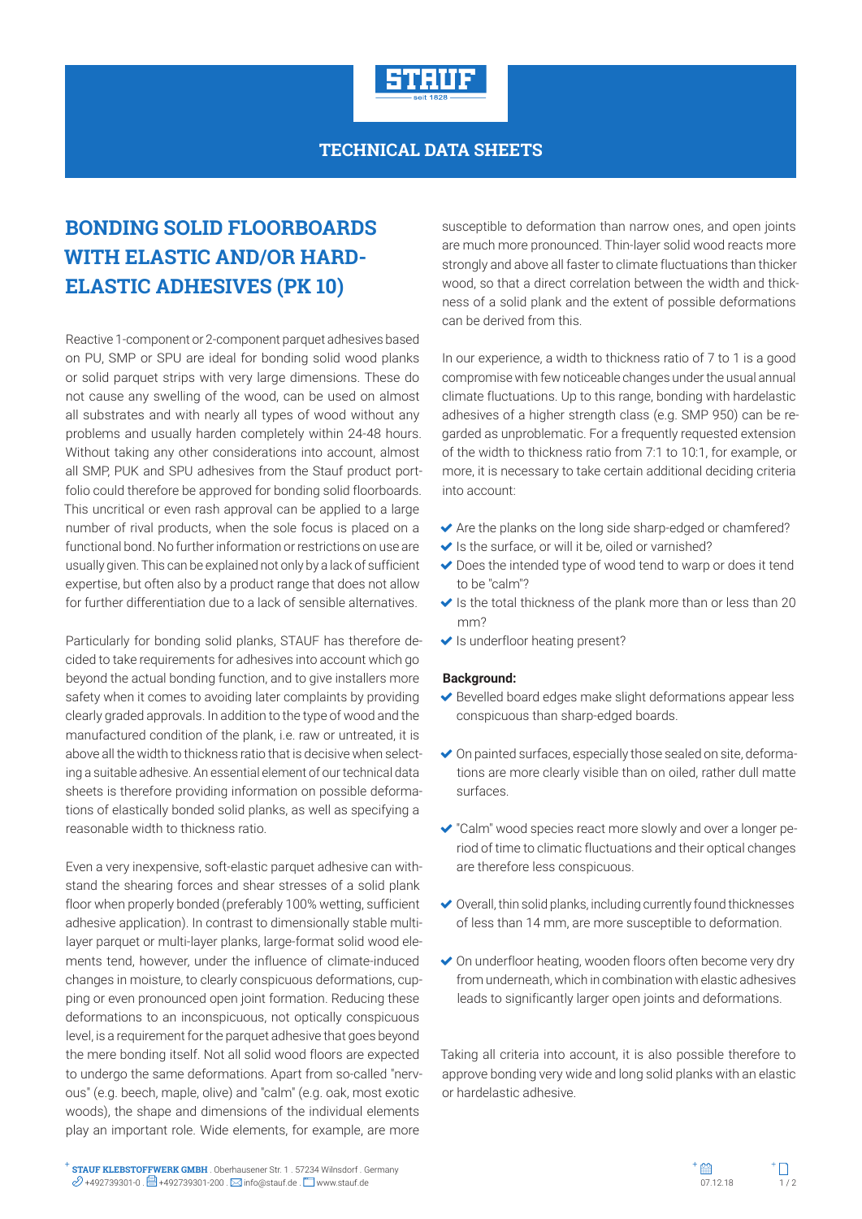# TECHNICAL DATA SHEETS

## BONDING SOLID FLOORBOARDS WITH ELASTIC AND/OR HARD-ELASTIC ADHESIVES (PK 10)

Reactive 1-component or 2-component parquet adhesives based on PU, SMP or SPU are ideal for bonding solid wood planks or solid parquet strips with very large dimensions. These do not cause any swelling of the wood, can be used on almost all substrates and with nearly all types of wood without any problems and usually harden completely within 24-48 hours. Without taking any other considerations into account, almost all SMP, PUK and SPU adhesives from the Stauf product portfolio could therefore be approved for bonding solid floorboards. This uncritical or even rash approval can be applied to a large number of rival products, when the sole focus is placed on a functional bond. No further information or restrictions on use are usually given. This can be explained not only by a lack of sufficient expertise, but often also by a product range that does not allow for further differentiation due to a lack of sensible alternatives.

Particularly for bonding solid planks, STAUF has therefore decided to take requirements for adhesives into account which go beyond the actual bonding function, and to give installers more safety when it comes to avoiding later complaints by providing clearly graded approvals. In addition to the type of wood and the manufactured condition of the plank, i.e. raw or untreated, it is above all the width to thickness ratio that is decisive when selecting a suitable adhesive. An essential element of our technical data sheets is therefore providing information on possible deformations of elastically bonded solid planks, as well as specifying a reasonable width to thickness ratio.

Even a very inexpensive, soft-elastic parquet adhesive can withstand the shearing forces and shear stresses of a solid plank floor when properly bonded (preferably 100% wetting, sufficient adhesive application). In contrast to dimensionally stable multi-layer parquet or multi-layer planks, large-format solid wood elements tend, however, under the influence of climate-induced changes in moisture, to clearly conspicuous deformations, cupping or even pronounced open joint formation. Reducing these deformations to an inconspicuous, not optically conspicuous level, is a requirement for the parquet adhesive that goes beyond the mere bonding itself. Not all solid wood floors are expected to undergo the same deformations. Apart from so-called "nervous" (e.g. beech, maple, olive) and "calm" (e.g. oak, most exotic woods), the shape and dimensions of the individual elements play an important role. Wide elements, for example, are more susceptible to deformation than narrow ones, and open joints are much more pronounced. Thin-layer solid wood reacts more strongly and above all faster to climate fluctuations than thicker wood, so that a direct correlation between the width and thickness of a solid plank and the extent of possible deformations can be derived from this.

In our experience, a width to thickness ratio of 7 to 1 is a good compromise with few noticeable changes under the usual annual climate fluctuations. Up to this range, bonding with hardelastic adhesives of a higher strength class (e.g. SMP 950) can be regarded as unproblematic. For a frequently requested extension of the width to thickness ratio from 7:1 to 10:1, for example, or more, it is necessary to take certain additional deciding criteria into account:

- Are the planks on the long side sharp-edged or chamfered?
- Is the surface, or will it be, oiled or varnished?
- Does the intended type of wood tend to warp or does it tend to be "calm"?
- Is the total thickness of the plank more than or less than 20 mm?
- Is underfloor heating present?

**Background:**

- Bevelled board edges make slight deformations appear less conspicuous than sharp-edged boards.
- On painted surfaces, especially those sealed on site, deformations are more clearly visible than on oiled, rather dull matte surfaces.
- "Calm" wood species react more slowly and over a longer period of time to climatic fluctuations and their optical changes are therefore less conspicuous.
- Overall, thin solid planks, including currently found thicknesses of less than 14 mm, are more susceptible to deformation.
- On underfloor heating, wooden floors often become very dry from underneath, which in combination with elastic adhesives leads to significantly larger open joints and deformations.

Taking all criteria into account, it is also possible therefore to approve bonding very wide and long solid planks with an elastic or hardelastic adhesive.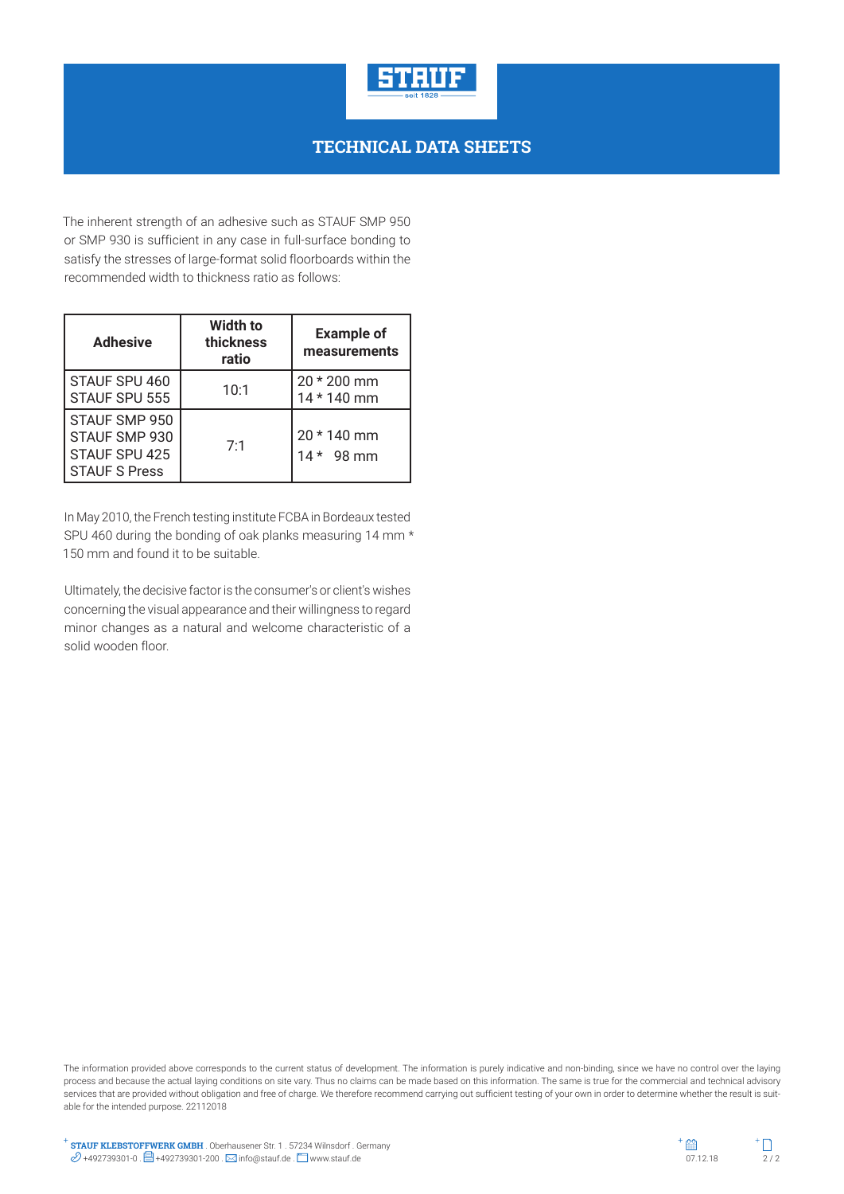# TECHNICAL DATA SHEETS

The inherent strength of an adhesive such as STAUF SMP 950 or SMP 930 is sufficient in any case in full-surface bonding to satisfy the stresses of large-format solid floorboards within the recommended width to thickness ratio as follows:

| Adhesive | Width to thickness ratio | Example of measurements |
| --- | --- | --- |
| STAUF SPU 460<br>STAUF SPU 555 | 10:1 | 20 * 200 mm<br>14 * 140 mm |
| STAUF SMP 950<br>STAUF SMP 930<br>STAUF SPU 425<br>STAUF S Press | 7:1 | 20 * 140 mm<br>14 * 98 mm |

In May 2010, the French testing institute FCBA in Bordeaux tested SPU 460 during the bonding of oak planks measuring 14 mm * 150 mm and found it to be suitable.

Ultimately, the decisive factor is the consumer's or client's wishes concerning the visual appearance and their willingness to regard minor changes as a natural and welcome characteristic of a solid wooden floor.

The information provided above corresponds to the current status of development. The information is purely indicative and non-binding, since we have no control over the laying process and because the actual laying conditions on site vary. Thus no claims can be made based on this information. The same is true for the commercial and technical advisory services that are provided without obligation and free of charge. We therefore recommend carrying out sufficient testing of your own in order to determine whether the result is suitable for the intended purpose. 22112018

**STAUF KLEBSTOFFWERK GMBH** . Oberhausener Str. 1 . 57234 Wilnsdorf . Germany
+492739301-0 . +492739301-200 . info@stauf.de . www.stauf.de

07.12.18